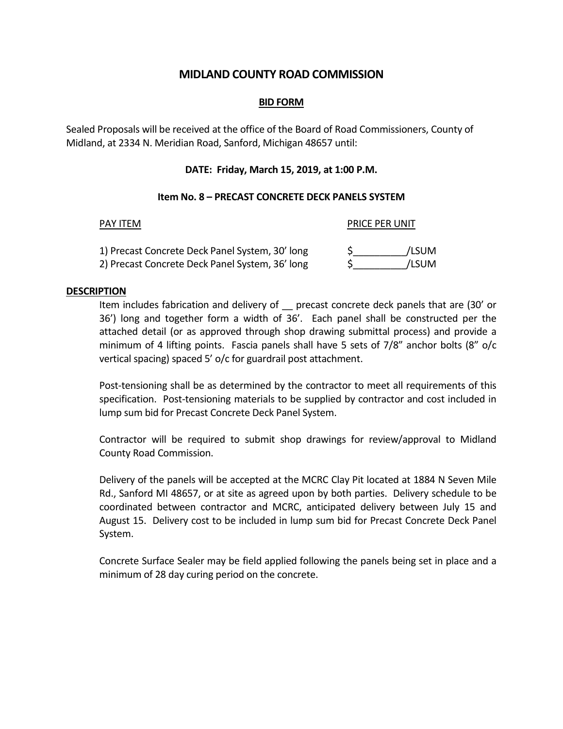# MIDLAND COUNTY ROAD COMMISSION

## BID FORM

Sealed Proposals will be received at the office of the Board of Road Commissioners, County of Midland, at 2334 N. Meridian Road, Sanford, Michigan 48657 until:

**DATE: Friday, March 15, 2019, at 1:00 P.M.**

**Item No. 8 – PRECAST CONCRETE DECK PANELS SYSTEM**

| PAY ITEM | PRICE PER UNIT |
|---|---|
| 1) Precast Concrete Deck Panel System, 30' long | $__________/LSUM |
| 2) Precast Concrete Deck Panel System, 36' long | $__________/LSUM |

**DESCRIPTION**

Item includes fabrication and delivery of __ precast concrete deck panels that are (30' or 36') long and together form a width of 36'. Each panel shall be constructed per the attached detail (or as approved through shop drawing submittal process) and provide a minimum of 4 lifting points. Fascia panels shall have 5 sets of 7/8" anchor bolts (8" o/c vertical spacing) spaced 5' o/c for guardrail post attachment.

Post-tensioning shall be as determined by the contractor to meet all requirements of this specification. Post-tensioning materials to be supplied by contractor and cost included in lump sum bid for Precast Concrete Deck Panel System.

Contractor will be required to submit shop drawings for review/approval to Midland County Road Commission.

Delivery of the panels will be accepted at the MCRC Clay Pit located at 1884 N Seven Mile Rd., Sanford MI 48657, or at site as agreed upon by both parties. Delivery schedule to be coordinated between contractor and MCRC, anticipated delivery between July 15 and August 15. Delivery cost to be included in lump sum bid for Precast Concrete Deck Panel System.

Concrete Surface Sealer may be field applied following the panels being set in place and a minimum of 28 day curing period on the concrete.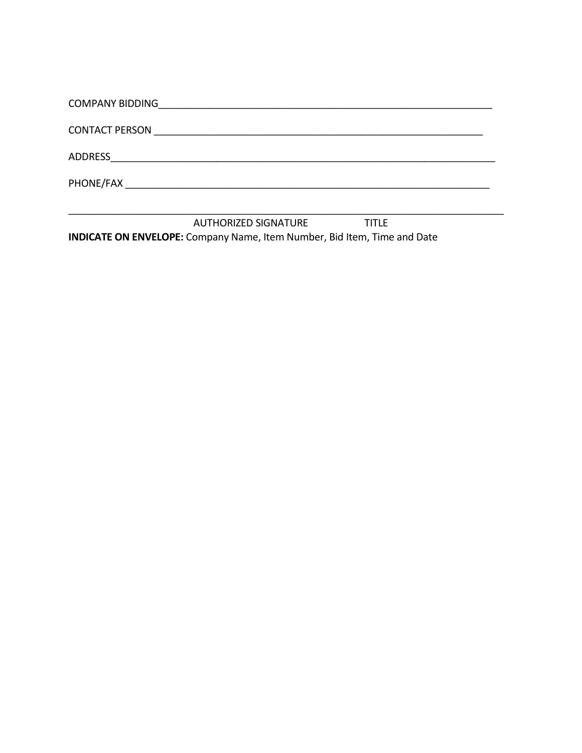COMPANY BIDDING_______________________________________________________________

CONTACT PERSON ______________________________________________________________

ADDRESS_______________________________________________________________________

PHONE/FAX _____________________________________________________________________

_______________________________________________________________________________

AUTHORIZED SIGNATURE TITLE

**INDICATE ON ENVELOPE:** Company Name, Item Number, Bid Item, Time and Date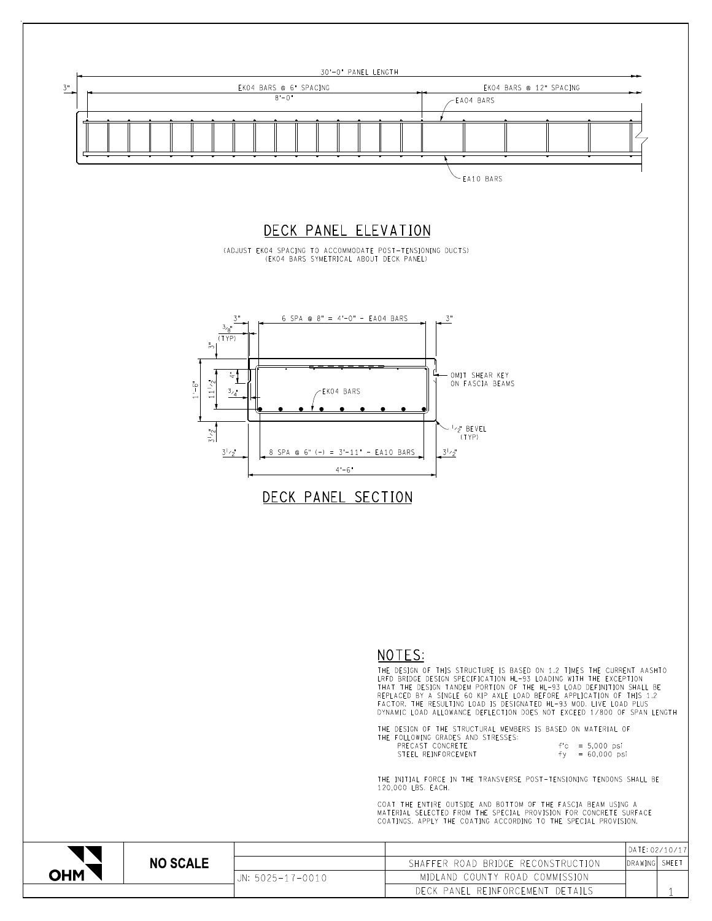30'-0" PANEL LENGTH

3"

EK04 BARS @ 6" SPACING

8'-0"

EK04 BARS @ 12" SPACING

EA04 BARS

EA10 BARS

## DECK PANEL ELEVATION

(ADJUST EK04 SPACING TO ACCOMMODATE POST-TENSIONING DUCTS)
(EK04 BARS SYMETRICAL ABOUT DECK PANEL)

3"

3/8" (TYP)

6 SPA @ 8" = 4'-0" - EA04 BARS

3"

3"

4"

1'-6"

11 1/2"

3/4"

EK04 BARS

OMIT SHEAR KEY ON FASCIA BEAMS

3 1/2"

1/2" BEVEL (TYP)

3 1/2"

8 SPA @ 6" (-) = 3'-11" - EA10 BARS

3 1/2"

4'-6"

## DECK PANEL SECTION

## NOTES:

THE DESIGN OF THIS STRUCTURE IS BASED ON 1.2 TIMES THE CURRENT AASHTO LRFD BRIDGE DESIGN SPECIFICATION HL-93 LOADING WITH THE EXCEPTION THAT THE DESIGN TANDEM PORTION OF THE HL-93 LOAD DEFINITION SHALL BE REPLACED BY A SINGLE 60 KIP AXLE LOAD BEFORE APPLICATION OF THIS 1.2 FACTOR. THE RESULTING LOAD IS DESIGNATED HL-93 MOD. LIVE LOAD PLUS DYNAMIC LOAD ALLOWANCE DEFLECTION DOES NOT EXCEED 1/800 OF SPAN LENGTH

THE DESIGN OF THE STRUCTURAL MEMBERS IS BASED ON MATERIAL OF THE FOLLOWING GRADES AND STRESSES:

| | | |
|---|---|---|
| PRECAST CONCRETE | f'c | = 5,000 psi |
| STEEL REINFORCEMENT | fy | = 60,000 psi |

THE INITIAL FORCE IN THE TRANSVERSE POST-TENSIONING TENDONS SHALL BE 120,000 LBS. EACH.

COAT THE ENTIRE OUTSIDE AND BOTTOM OF THE FASCIA BEAM USING A MATERIAL SELECTED FROM THE SPECIAL PROVISION FOR CONCRETE SURFACE COATINGS. APPLY THE COATING ACCORDING TO THE SPECIAL PROVISION.

| OHM | NO SCALE | JN: 5025-17-0010 | SHAFFER ROAD BRIDGE RECONSTRUCTION | DATE: 02/10/17 | |
|---|---|---|---|---|---|
| | | | MIDLAND COUNTY ROAD COMMISSION | DRAWING | SHEET |
| | | | DECK PANEL REINFORCEMENT DETAILS | | 1 |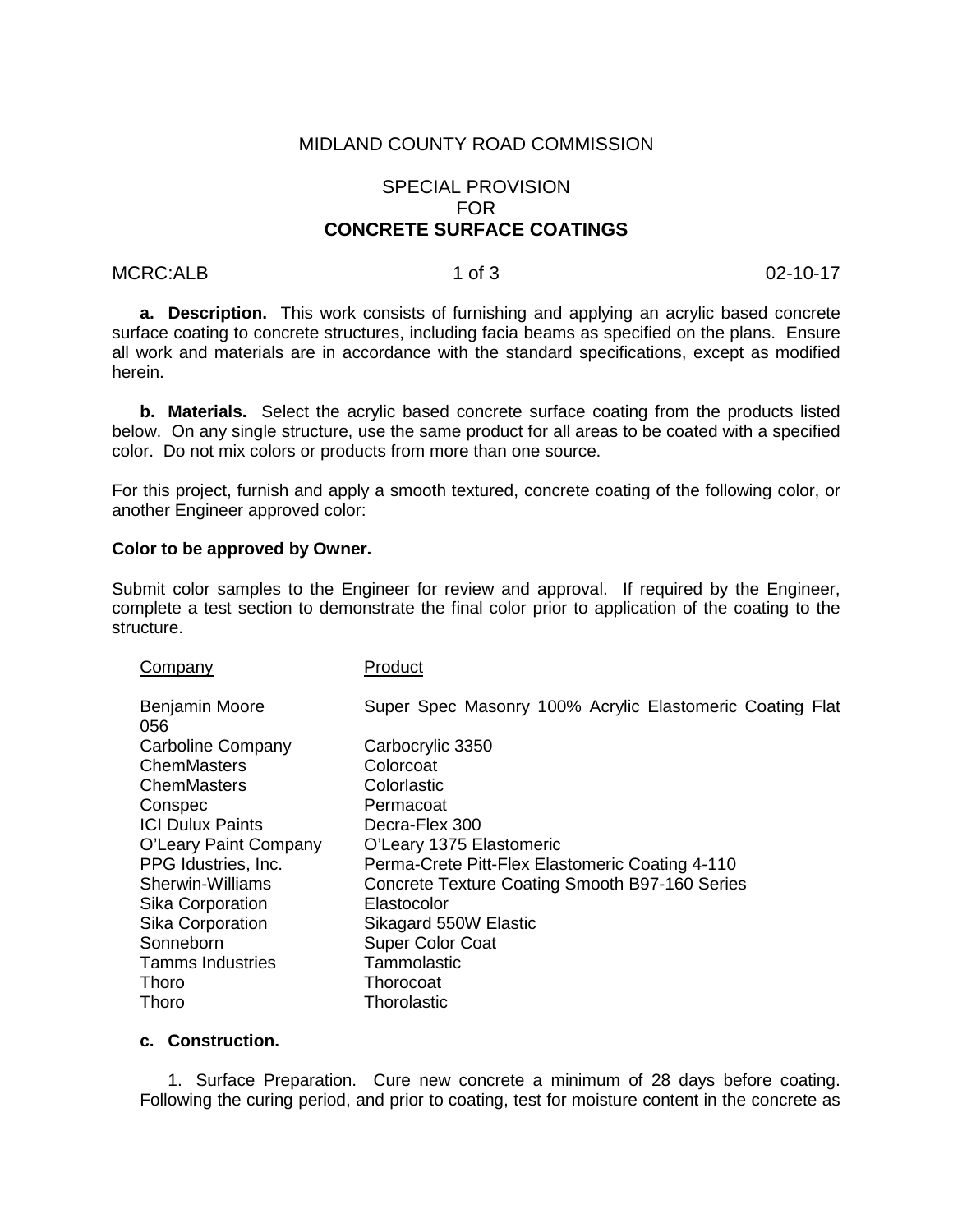MIDLAND COUNTY ROAD COMMISSION

SPECIAL PROVISION
FOR
**CONCRETE SURFACE COATINGS**

MCRC:ALB 02-10-17

**a. Description.** This work consists of furnishing and applying an acrylic based concrete surface coating to concrete structures, including facia beams as specified on the plans. Ensure all work and materials are in accordance with the standard specifications, except as modified herein.

**b. Materials.** Select the acrylic based concrete surface coating from the products listed below. On any single structure, use the same product for all areas to be coated with a specified color. Do not mix colors or products from more than one source.

For this project, furnish and apply a smooth textured, concrete coating of the following color, or another Engineer approved color:

**Color to be approved by Owner.**

Submit color samples to the Engineer for review and approval. If required by the Engineer, complete a test section to demonstrate the final color prior to application of the coating to the structure.

| Company | Product |
|---|---|
| Benjamin Moore | Super Spec Masonry 100% Acrylic Elastomeric Coating Flat 056 |
| Carboline Company | Carbocrylic 3350 |
| ChemMasters | Colorcoat |
| ChemMasters | Colorlastic |
| Conspec | Permacoat |
| ICI Dulux Paints | Decra-Flex 300 |
| O'Leary Paint Company | O'Leary 1375 Elastomeric |
| PPG Idustries, Inc. | Perma-Crete Pitt-Flex Elastomeric Coating 4-110 |
| Sherwin-Williams | Concrete Texture Coating Smooth B97-160 Series |
| Sika Corporation | Elastocolor |
| Sika Corporation | Sikagard 550W Elastic |
| Sonneborn | Super Color Coat |
| Tamms Industries | Tammolastic |
| Thoro | Thorocoat |
| Thoro | Thorolastic |

**c. Construction.**

1. Surface Preparation. Cure new concrete a minimum of 28 days before coating. Following the curing period, and prior to coating, test for moisture content in the concrete as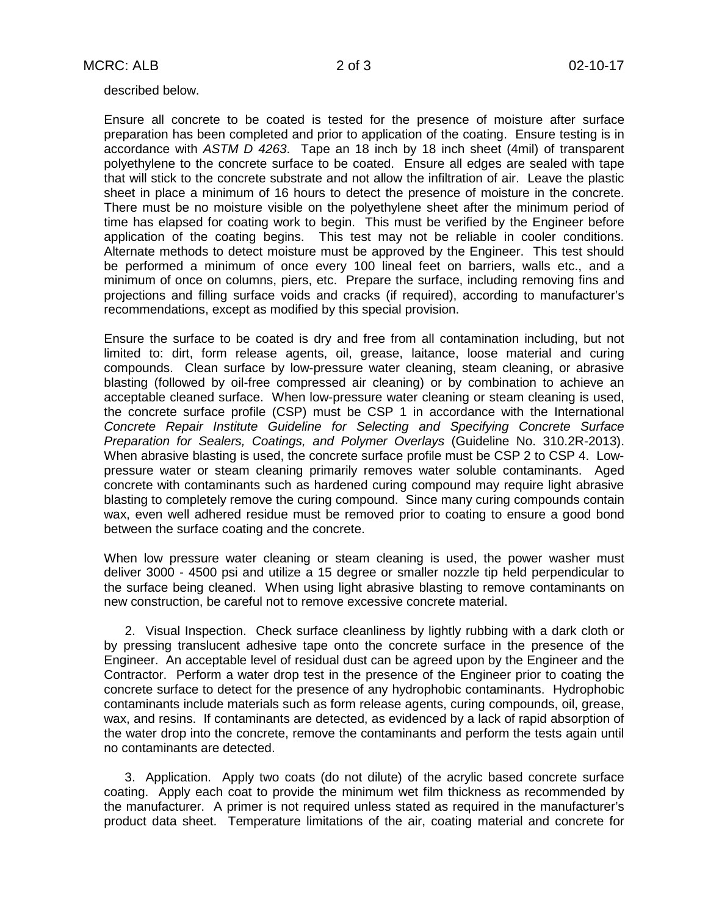described below.

Ensure all concrete to be coated is tested for the presence of moisture after surface preparation has been completed and prior to application of the coating. Ensure testing is in accordance with *ASTM D 4263*. Tape an 18 inch by 18 inch sheet (4mil) of transparent polyethylene to the concrete surface to be coated. Ensure all edges are sealed with tape that will stick to the concrete substrate and not allow the infiltration of air. Leave the plastic sheet in place a minimum of 16 hours to detect the presence of moisture in the concrete. There must be no moisture visible on the polyethylene sheet after the minimum period of time has elapsed for coating work to begin. This must be verified by the Engineer before application of the coating begins. This test may not be reliable in cooler conditions. Alternate methods to detect moisture must be approved by the Engineer. This test should be performed a minimum of once every 100 lineal feet on barriers, walls etc., and a minimum of once on columns, piers, etc. Prepare the surface, including removing fins and projections and filling surface voids and cracks (if required), according to manufacturer's recommendations, except as modified by this special provision.

Ensure the surface to be coated is dry and free from all contamination including, but not limited to: dirt, form release agents, oil, grease, laitance, loose material and curing compounds. Clean surface by low-pressure water cleaning, steam cleaning, or abrasive blasting (followed by oil-free compressed air cleaning) or by combination to achieve an acceptable cleaned surface. When low-pressure water cleaning or steam cleaning is used, the concrete surface profile (CSP) must be CSP 1 in accordance with the International *Concrete Repair Institute Guideline for Selecting and Specifying Concrete Surface Preparation for Sealers, Coatings, and Polymer Overlays* (Guideline No. 310.2R-2013). When abrasive blasting is used, the concrete surface profile must be CSP 2 to CSP 4. Low-pressure water or steam cleaning primarily removes water soluble contaminants. Aged concrete with contaminants such as hardened curing compound may require light abrasive blasting to completely remove the curing compound. Since many curing compounds contain wax, even well adhered residue must be removed prior to coating to ensure a good bond between the surface coating and the concrete.

When low pressure water cleaning or steam cleaning is used, the power washer must deliver 3000 - 4500 psi and utilize a 15 degree or smaller nozzle tip held perpendicular to the surface being cleaned. When using light abrasive blasting to remove contaminants on new construction, be careful not to remove excessive concrete material.

2. Visual Inspection. Check surface cleanliness by lightly rubbing with a dark cloth or by pressing translucent adhesive tape onto the concrete surface in the presence of the Engineer. An acceptable level of residual dust can be agreed upon by the Engineer and the Contractor. Perform a water drop test in the presence of the Engineer prior to coating the concrete surface to detect for the presence of any hydrophobic contaminants. Hydrophobic contaminants include materials such as form release agents, curing compounds, oil, grease, wax, and resins. If contaminants are detected, as evidenced by a lack of rapid absorption of the water drop into the concrete, remove the contaminants and perform the tests again until no contaminants are detected.

3. Application. Apply two coats (do not dilute) of the acrylic based concrete surface coating. Apply each coat to provide the minimum wet film thickness as recommended by the manufacturer. A primer is not required unless stated as required in the manufacturer's product data sheet. Temperature limitations of the air, coating material and concrete for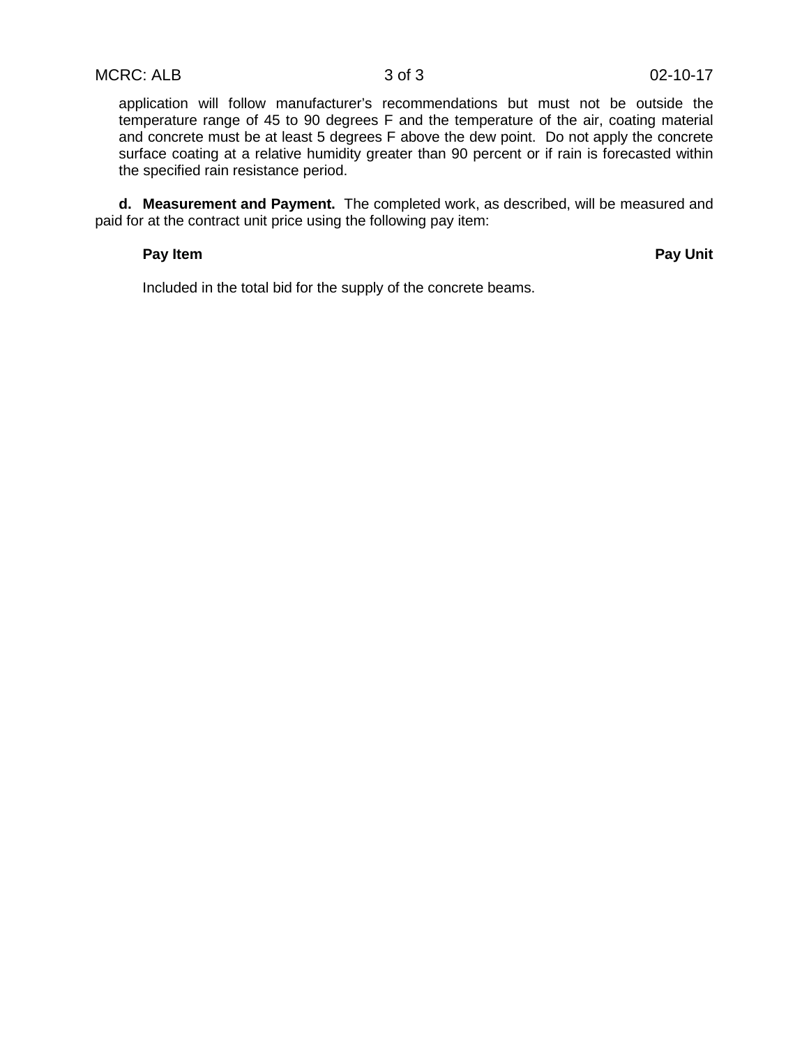application will follow manufacturer's recommendations but must not be outside the temperature range of 45 to 90 degrees F and the temperature of the air, coating material and concrete must be at least 5 degrees F above the dew point. Do not apply the concrete surface coating at a relative humidity greater than 90 percent or if rain is forecasted within the specified rain resistance period.

**d. Measurement and Payment.** The completed work, as described, will be measured and paid for at the contract unit price using the following pay item:

| **Pay Item** | **Pay Unit** |
|---|---|

Included in the total bid for the supply of the concrete beams.